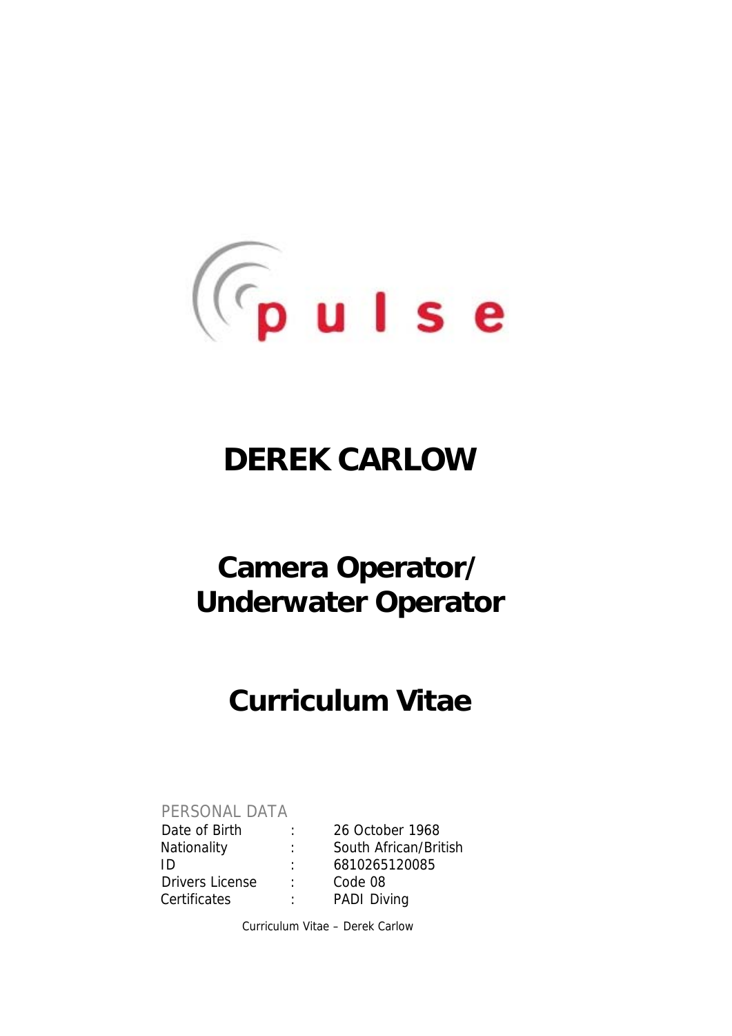pulse

# DEREK CARLOW

## Camera Operator/ Underwater Operator

## Curriculum Vitae

PERSONAL DATA

| | | |
|---|---|---|
| Date of Birth | : | 26 October 1968 |
| Nationality | : | South African/British |
| ID | : | 6810265120085 |
| Drivers License | : | Code 08 |
| Certificates | : | PADI Diving |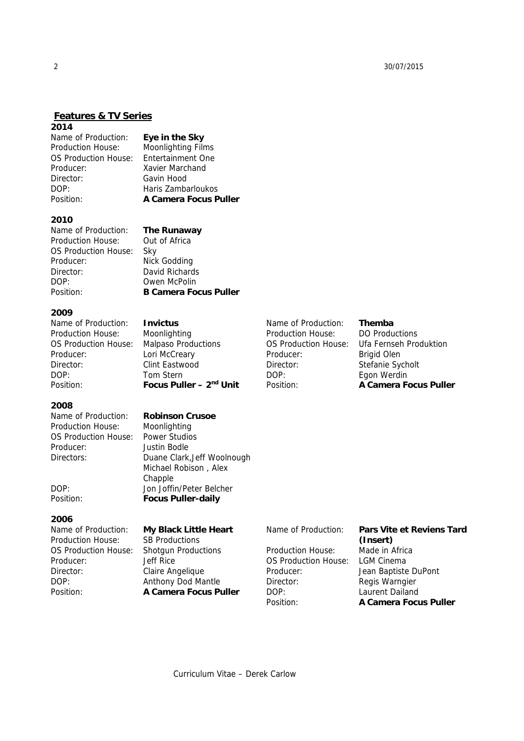## **Features & TV Series**

### 2014

Name of Production: **Eye in the Sky**
Production House: Moonlighting Films
OS Production House: Entertainment One
Producer: Xavier Marchand
Director: Gavin Hood
DOP: Haris Zambarloukos
Position: **A Camera Focus Puller**

### 2010

Name of Production: **The Runaway**
Production House: Out of Africa
OS Production House: Sky
Producer: Nick Godding
Director: David Richards
DOP: Owen McPolin
Position: **B Camera Focus Puller**

### 2009

Name of Production: **Invictus**
Production House: Moonlighting
OS Production House: Malpaso Productions
Producer: Lori McCreary
Director: Clint Eastwood
DOP: Tom Stern
Position: **Focus Puller – 2nd Unit**

Name of Production: **Themba**
Production House: DO Productions
OS Production House: Ufa Fernseh Produktion
Producer: Brigid Olen
Director: Stefanie Sycholt
DOP: Egon Werdin
Position: **A Camera Focus Puller**

### 2008

Name of Production: **Robinson Crusoe**
Production House: Moonlighting
OS Production House: Power Studios
Producer: Justin Bodle
Directors: Duane Clark,Jeff Woolnough Michael Robison , Alex Chapple
DOP: Jon Joffin/Peter Belcher
Position: **Focus Puller-daily**

### 2006

Name of Production: **My Black Little Heart**
Production House: SB Productions
OS Production House: Shotgun Productions
Producer: Jeff Rice
Director: Claire Angelique
DOP: Anthony Dod Mantle
Position: **A Camera Focus Puller**

Name of Production: **Pars Vite et Reviens Tard (Insert)**
Production House: Made in Africa
OS Production House: LGM Cinema
Producer: Jean Baptiste DuPont
Director: Regis Warngier
DOP: Laurent Dailand
Position: **A Camera Focus Puller**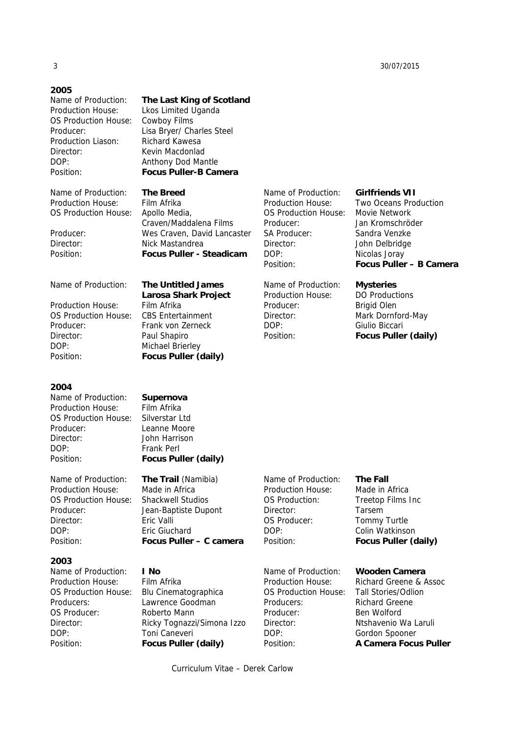## 2005

Name of Production: **The Last King of Scotland**
Production House: Lkos Limited Uganda
OS Production House: Cowboy Films
Producer: Lisa Bryer/ Charles Steel
Production Liason: Richard Kawesa
Director: Kevin Macdonlad
DOP: Anthony Dod Mantle
Position: **Focus Puller-B Camera**

Name of Production: **The Breed**
Production House: Film Afrika
OS Production House: Apollo Media, Craven/Maddalena Films
Producer: Wes Craven, David Lancaster
Director: Nick Mastandrea
Position: **Focus Puller - Steadicam**

Name of Production: **Girlfriends VII**
Production House: Two Oceans Production
OS Production House: Movie Network
Producer: Jan Kromschröder
SA Producer: Sandra Venzke
Director: John Delbridge
DOP: Nicolas Joray
Position: **Focus Puller – B Camera**

Name of Production: **The Untitled James Larosa Shark Project**
Production House: Film Afrika
OS Production House: CBS Entertainment
Producer: Frank von Zerneck
Director: Paul Shapiro
DOP: Michael Brierley
Position: **Focus Puller (daily)**

Name of Production: **Mysteries**
Production House: DO Productions
Producer: Brigid Olen
Director: Mark Dornford-May
DOP: Giulio Biccari
Position: **Focus Puller (daily)**

## 2004

Name of Production: **Supernova**
Production House: Film Afrika
OS Production House: Silverstar Ltd
Producer: Leanne Moore
Director: John Harrison
DOP: Frank Perl
Position: **Focus Puller (daily)**

Name of Production: **The Trail** (Namibia)
Production House: Made in Africa
OS Production House: Shackwell Studios
Producer: Jean-Baptiste Dupont
Director: Eric Valli
DOP: Eric Giuchard
Position: **Focus Puller – C camera**

Name of Production: **The Fall**
Production House: Made in Africa
OS Production: Treetop Films Inc
Director: Tarsem
OS Producer: Tommy Turtle
DOP: Colin Watkinson
Position: **Focus Puller (daily)**

## 2003

Name of Production: **I No**
Production House: Film Afrika
OS Production House: Blu Cinematographica
Producers: Lawrence Goodman
OS Producer: Roberto Mann
Director: Ricky Tognazzi/Simona Izzo
DOP: Toni Caneveri
Position: **Focus Puller (daily)**

Name of Production: **Wooden Camera**
Production House: Richard Greene & Assoc
OS Production House: Tall Stories/Odlion
Producers: Richard Greene
Producer: Ben Wolford
Director: Ntshavenio Wa Laruli
DOP: Gordon Spooner
Position: **A Camera Focus Puller**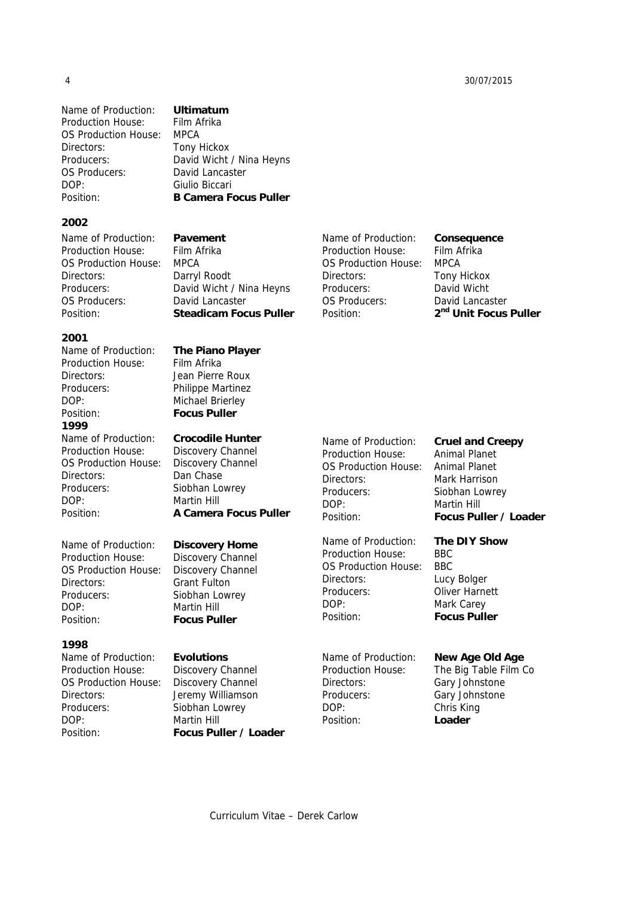Name of Production: **Ultimatum**
Production House: Film Afrika
OS Production House: MPCA
Directors: Tony Hickox
Producers: David Wicht / Nina Heyns
OS Producers: David Lancaster
DOP: Giulio Biccari
Position: **B Camera Focus Puller**

## 2002

Name of Production: **Pavement**
Production House: Film Afrika
OS Production House: MPCA
Directors: Darryl Roodt
Producers: David Wicht / Nina Heyns
OS Producers: David Lancaster
Position: **Steadicam Focus Puller**

Name of Production: **Consequence**
Production House: Film Afrika
OS Production House: MPCA
Directors: Tony Hickox
Producers: David Wicht
OS Producers: David Lancaster
Position: **2nd Unit Focus Puller**

## 2001

Name of Production: **The Piano Player**
Production House: Film Afrika
Directors: Jean Pierre Roux
Producers: Philippe Martinez
DOP: Michael Brierley
Position: **Focus Puller**

## 1999

Name of Production: **Crocodile Hunter**
Production House: Discovery Channel
OS Production House: Discovery Channel
Directors: Dan Chase
Producers: Siobhan Lowrey
DOP: Martin Hill
Position: **A Camera Focus Puller**

Name of Production: **Cruel and Creepy**
Production House: Animal Planet
OS Production House: Animal Planet
Directors: Mark Harrison
Producers: Siobhan Lowrey
DOP: Martin Hill
Position: **Focus Puller / Loader**

Name of Production: **Discovery Home**
Production House: Discovery Channel
OS Production House: Discovery Channel
Directors: Grant Fulton
Producers: Siobhan Lowrey
DOP: Martin Hill
Position: **Focus Puller**

Name of Production: **The DIY Show**
Production House: BBC
OS Production House: BBC
Directors: Lucy Bolger
Producers: Oliver Harnett
DOP: Mark Carey
Position: **Focus Puller**

## 1998

Name of Production: **Evolutions**
Production House: Discovery Channel
OS Production House: Discovery Channel
Directors: Jeremy Williamson
Producers: Siobhan Lowrey
DOP: Martin Hill
Position: **Focus Puller / Loader**

Name of Production: **New Age Old Age**
Production House: The Big Table Film Co
Directors: Gary Johnstone
Producers: Gary Johnstone
DOP: Chris King
Position: **Loader**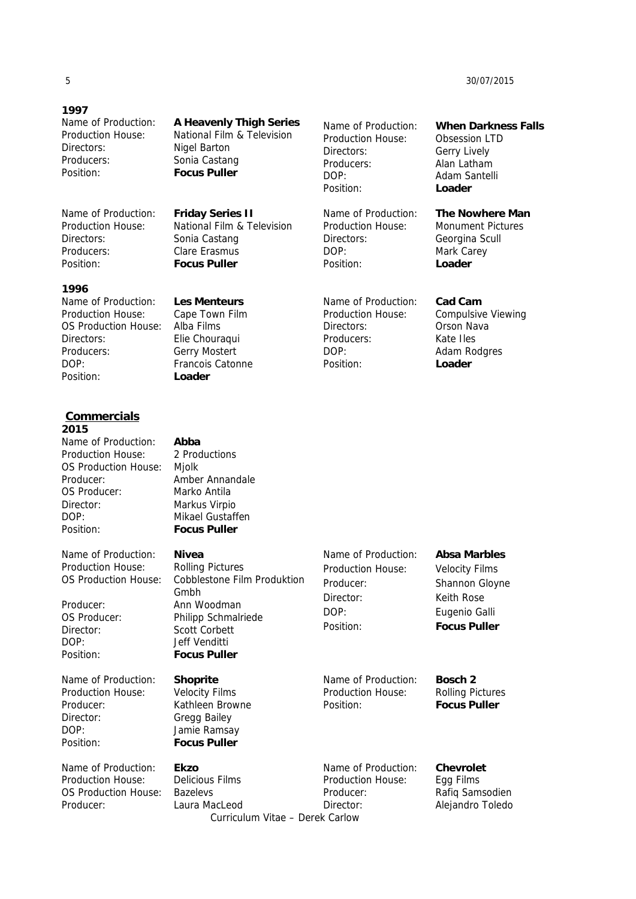**1997**

Name of Production: **A Heavenly Thigh Series**
Production House: National Film & Television
Directors: Nigel Barton
Producers: Sonia Castang
Position: **Focus Puller**

Name of Production: **Friday Series II**
Production House: National Film & Television
Directors: Sonia Castang
Producers: Clare Erasmus
Position: **Focus Puller**

Name of Production: **When Darkness Falls**
Production House: Obsession LTD
Directors: Gerry Lively
Producers: Alan Latham
DOP: Adam Santelli
Position: **Loader**

Name of Production: **The Nowhere Man**
Production House: Monument Pictures
Directors: Georgina Scull
DOP: Mark Carey
Position: **Loader**

**1996**

Name of Production: **Les Menteurs**
Production House: Cape Town Film
OS Production House: Alba Films
Directors: Elie Chouraqui
Producers: Gerry Mostert
DOP: Francois Catonne
Position: **Loader**

Name of Production: **Cad Cam**
Production House: Compulsive Viewing
Directors: Orson Nava
Producers: Kate Iles
DOP: Adam Rodgres
Position: **Loader**

## Commercials

**2015**

Name of Production: **Abba**
Production House: 2 Productions
OS Production House: Mjolk
Producer: Amber Annandale
OS Producer: Marko Antila
Director: Markus Virpio
DOP: Mikael Gustaffen
Position: **Focus Puller**

Name of Production: **Nivea**
Production House: Rolling Pictures
OS Production House: Cobblestone Film Produktion Gmbh
Producer: Ann Woodman
OS Producer: Philipp Schmalriede
Director: Scott Corbett
DOP: Jeff Venditti
Position: **Focus Puller**

Name of Production: **Absa Marbles**
Production House: Velocity Films
Producer: Shannon Gloyne
Director: Keith Rose
DOP: Eugenio Galli
Position: **Focus Puller**

Name of Production: **Shoprite**
Production House: Velocity Films
Producer: Kathleen Browne
Director: Gregg Bailey
DOP: Jamie Ramsay
Position: **Focus Puller**

Name of Production: **Bosch 2**
Production House: Rolling Pictures
Position: **Focus Puller**

Name of Production: **Ekzo**
Production House: Delicious Films
OS Production House: Bazelevs
Producer: Laura MacLeod

Name of Production: **Chevrolet**
Production House: Egg Films
Producer: Rafiq Samsodien
Director: Alejandro Toledo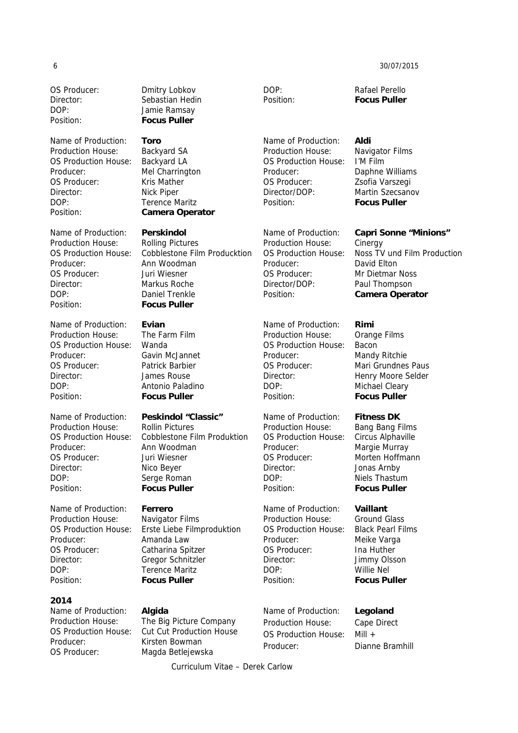OS Producer: Dmitry Lobkov
Director: Sebastian Hedin
DOP: Jamie Ramsay
Position: **Focus Puller**

Name of Production: **Toro**
Production House: Backyard SA
OS Production House: Backyard LA
Producer: Mel Charrington
OS Producer: Kris Mather
Director: Nick Piper
DOP: Terence Maritz
Position: **Camera Operator**

Name of Production: **Perskindol**
Production House: Rolling Pictures
OS Production House: Cobblestone Film Producktion
Producer: Ann Woodman
OS Producer: Juri Wiesner
Director: Markus Roche
DOP: Daniel Trenkle
Position: **Focus Puller**

Name of Production: **Evian**
Production House: The Farm Film
OS Production House: Wanda
Producer: Gavin McJannet
OS Producer: Patrick Barbier
Director: James Rouse
DOP: Antonio Paladino
Position: **Focus Puller**

Name of Production: **Peskindol "Classic"**
Production House: Rollin Pictures
OS Production House: Cobblestone Film Produktion
Producer: Ann Woodman
OS Producer: Juri Wiesner
Director: Nico Beyer
DOP: Serge Roman
Position: **Focus Puller**

Name of Production: **Ferrero**
Production House: Navigator Films
OS Production House: Erste Liebe Filmproduktion
Producer: Amanda Law
OS Producer: Catharina Spitzer
Director: Gregor Schnitzler
DOP: Terence Maritz
Position: **Focus Puller**

DOP: Rafael Perello
Position: **Focus Puller**

Name of Production: **Aldi**
Production House: Navigator Films
OS Production House: I'M Film
Producer: Daphne Williams
OS Producer: Zsofia Varszegi
Director/DOP: Martin Szecsanov
Position: **Focus Puller**

Name of Production: **Capri Sonne "Minions"**
Production House: Cinergy
OS Production House: Noss TV und Film Production
Producer: David Elton
OS Producer: Mr Dietmar Noss
Director/DOP: Paul Thompson
Position: **Camera Operator**

Name of Production: **Rimi**
Production House: Orange Films
OS Production House: Bacon
Producer: Mandy Ritchie
OS Producer: Mari Grundnes Paus
Director: Henry Moore Selder
DOP: Michael Cleary
Position: **Focus Puller**

Name of Production: **Fitness DK**
Production House: Bang Bang Films
OS Production House: Circus Alphaville
Producer: Margie Murray
OS Producer: Morten Hoffmann
Director: Jonas Arnby
DOP: Niels Thastum
Position: **Focus Puller**

Name of Production: **Vaillant**
Production House: Ground Glass
OS Production House: Black Pearl Films
Producer: Meike Varga
OS Producer: Ina Huther
Director: Jimmy Olsson
DOP: Willie Nel
Position: **Focus Puller**

**2014**

Name of Production: **Algida**
Production House: The Big Picture Company
OS Production House: Cut Cut Production House
Producer: Kirsten Bowman
OS Producer: Magda Betlejewska

Name of Production: **Legoland**
Production House: Cape Direct
OS Production House: Mill +
Producer: Dianne Bramhill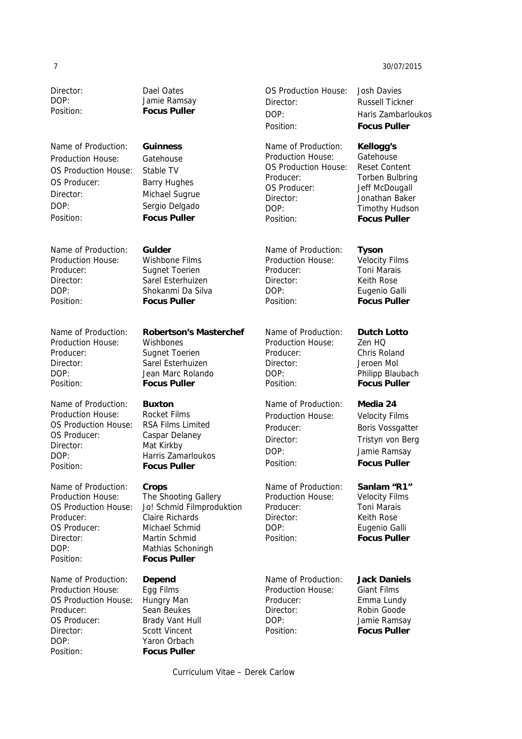Director: Dael Oates
DOP: Jamie Ramsay
Position: **Focus Puller**

Name of Production: **Guinness**
Production House: Gatehouse
OS Production House: Stable TV
OS Producer: Barry Hughes
Director: Michael Sugrue
DOP: Sergio Delgado
Position: **Focus Puller**

Name of Production: **Gulder**
Production House: Wishbone Films
Producer: Sugnet Toerien
Director: Sarel Esterhuizen
DOP: Shokanmi Da Silva
Position: **Focus Puller**

Name of Production: **Robertson's Masterchef**
Production House: Wishbones
Producer: Sugnet Toerien
Director: Sarel Esterhuizen
DOP: Jean Marc Rolando
Position: **Focus Puller**

Name of Production: **Buxton**
Production House: Rocket Films
OS Production House: RSA Films Limited
OS Producer: Caspar Delaney
Director: Mat Kirkby
DOP: Harris Zamarloukos
Position: **Focus Puller**

Name of Production: **Crops**
Production House: The Shooting Gallery
OS Production House: Jo! Schmid Filmproduktion
Producer: Claire Richards
OS Producer: Michael Schmid
Director: Martin Schmid
DOP: Mathias Schoningh
Position: **Focus Puller**

Name of Production: **Depend**
Production House: Egg Films
OS Production House: Hungry Man
Producer: Sean Beukes
OS Producer: Brady Vant Hull
Director: Scott Vincent
DOP: Yaron Orbach
Position: **Focus Puller**

OS Production House: Josh Davies
Director: Russell Tickner
DOP: Haris Zambarloukos
Position: **Focus Puller**

Name of Production: **Kellogg's**
Production House: Gatehouse
OS Production House: Reset Content
Producer: Torben Bulbring
OS Producer: Jeff McDougall
Director: Jonathan Baker
DOP: Timothy Hudson
Position: **Focus Puller**

Name of Production: **Tyson**
Production House: Velocity Films
Producer: Toni Marais
Director: Keith Rose
DOP: Eugenio Galli
Position: **Focus Puller**

Name of Production: **Dutch Lotto**
Production House: Zen HQ
Producer: Chris Roland
Director: Jeroen Mol
DOP: Philipp Blaubach
Position: **Focus Puller**

Name of Production: **Media 24**
Production House: Velocity Films
Producer: Boris Vossgatter
Director: Tristyn von Berg
DOP: Jamie Ramsay
Position: **Focus Puller**

Name of Production: **Sanlam "R1"**
Production House: Velocity Films
Producer: Toni Marais
Director: Keith Rose
DOP: Eugenio Galli
Position: **Focus Puller**

Name of Production: **Jack Daniels**
Production House: Giant Films
Producer: Emma Lundy
Director: Robin Goode
DOP: Jamie Ramsay
Position: **Focus Puller**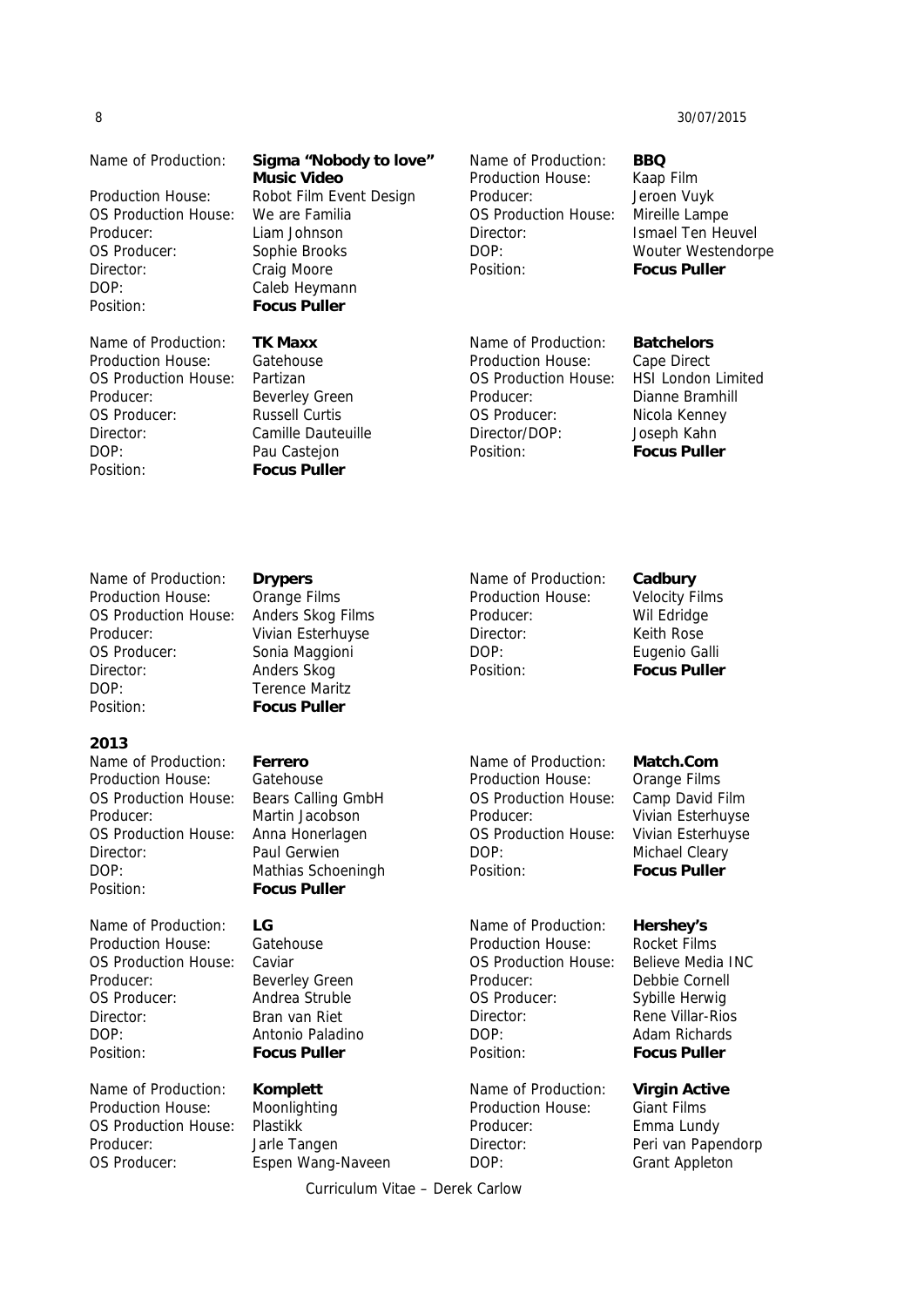Name of Production: **Sigma "Nobody to love" Music Video**
Production House: Robot Film Event Design
OS Production House: We are Familia
Producer: Liam Johnson
OS Producer: Sophie Brooks
Director: Craig Moore
DOP: Caleb Heymann
Position: **Focus Puller**

Name of Production: **BBQ**
Production House: Kaap Film
Producer: Jeroen Vuyk
OS Production House: Mireille Lampe
Director: Ismael Ten Heuvel
DOP: Wouter Westendorpe
Position: **Focus Puller**

Name of Production: **TK Maxx**
Production House: Gatehouse
OS Production House: Partizan
Producer: Beverley Green
OS Producer: Russell Curtis
Director: Camille Dauteuille
DOP: Pau Castejon
Position: **Focus Puller**

Name of Production: **Batchelors**
Production House: Cape Direct
OS Production House: HSI London Limited
Producer: Dianne Bramhill
OS Producer: Nicola Kenney
Director/DOP: Joseph Kahn
Position: **Focus Puller**

Name of Production: **Drypers**
Production House: Orange Films
OS Production House: Anders Skog Films
Producer: Vivian Esterhuyse
OS Producer: Sonia Maggioni
Director: Anders Skog
DOP: Terence Maritz
Position: **Focus Puller**

Name of Production: **Cadbury**
Production House: Velocity Films
Producer: Wil Edridge
Director: Keith Rose
DOP: Eugenio Galli
Position: **Focus Puller**

**2013**

Name of Production: **Ferrero**
Production House: Gatehouse
OS Production House: Bears Calling GmbH
Producer: Martin Jacobson
OS Production House: Anna Honerlagen
Director: Paul Gerwien
DOP: Mathias Schoeningh
Position: **Focus Puller**

Name of Production: **Match.Com**
Production House: Orange Films
OS Production House: Camp David Film
Producer: Vivian Esterhuyse
OS Production House: Vivian Esterhuyse
DOP: Michael Cleary
Position: **Focus Puller**

Name of Production: **LG**
Production House: Gatehouse
OS Production House: Caviar
Producer: Beverley Green
OS Producer: Andrea Struble
Director: Bran van Riet
DOP: Antonio Paladino
Position: **Focus Puller**

Name of Production: **Hershey's**
Production House: Rocket Films
OS Production House: Believe Media INC
Producer: Debbie Cornell
OS Producer: Sybille Herwig
Director: Rene Villar-Rios
DOP: Adam Richards
Position: **Focus Puller**

Name of Production: **Komplett**
Production House: Moonlighting
OS Production House: Plastikk
Producer: Jarle Tangen
OS Producer: Espen Wang-Naveen

Name of Production: **Virgin Active**
Production House: Giant Films
Producer: Emma Lundy
Director: Peri van Papendorp
DOP: Grant Appleton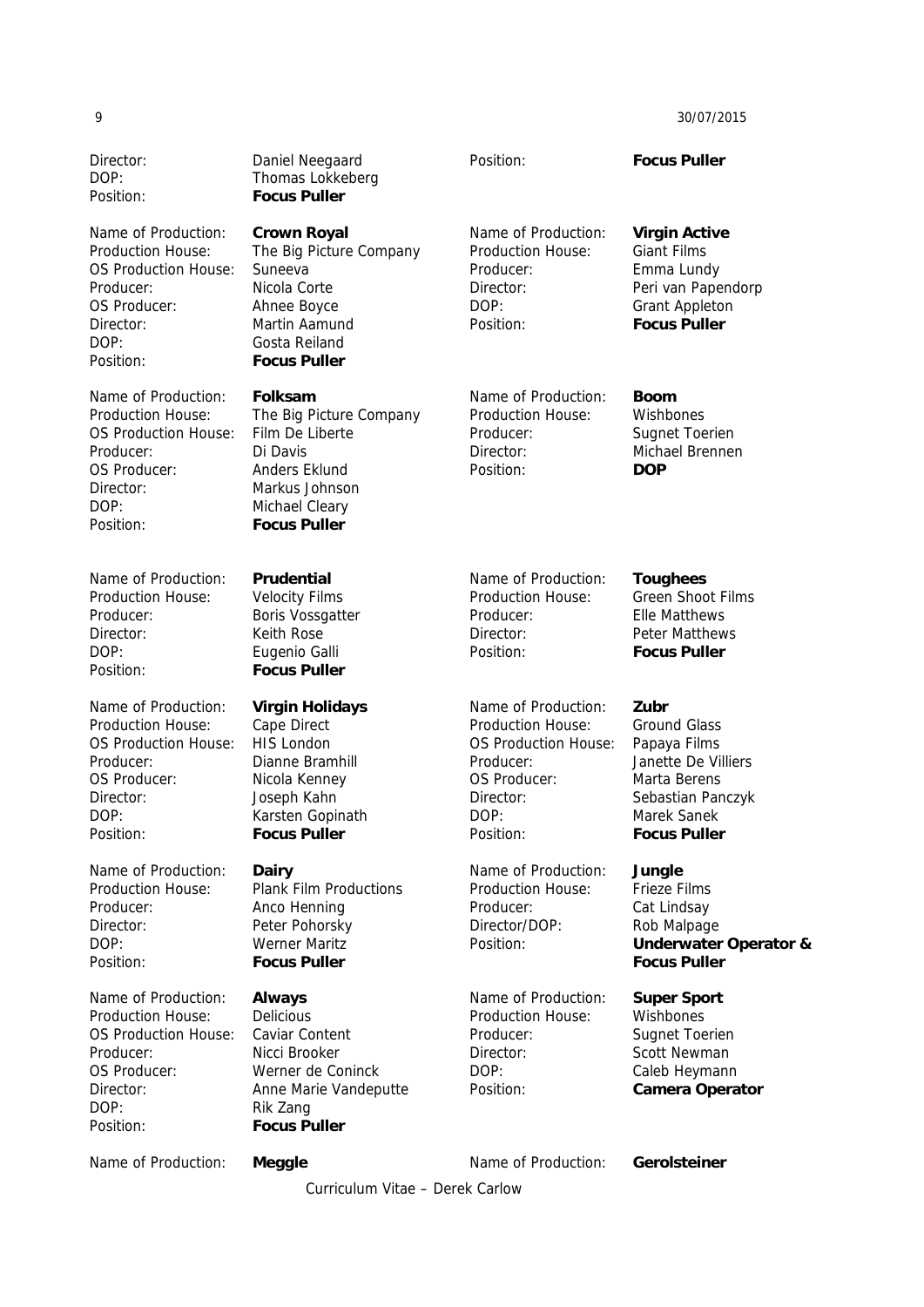Director: Daniel Neegaard
DOP: Thomas Lokkeberg
Position: **Focus Puller**

Name of Production: **Crown Royal**
Production House: The Big Picture Company
OS Production House: Suneeva
Producer: Nicola Corte
OS Producer: Ahnee Boyce
Director: Martin Aamund
DOP: Gosta Reiland
Position: **Focus Puller**

Name of Production: **Folksam**
Production House: The Big Picture Company
OS Production House: Film De Liberte
Producer: Di Davis
OS Producer: Anders Eklund
Director: Markus Johnson
DOP: Michael Cleary
Position: **Focus Puller**

Name of Production: **Prudential**
Production House: Velocity Films
Producer: Boris Vossgatter
Director: Keith Rose
DOP: Eugenio Galli
Position: **Focus Puller**

Name of Production: **Virgin Holidays**
Production House: Cape Direct
OS Production House: HIS London
Producer: Dianne Bramhill
OS Producer: Nicola Kenney
Director: Joseph Kahn
DOP: Karsten Gopinath
Position: **Focus Puller**

Name of Production: **Dairy**
Production House: Plank Film Productions
Producer: Anco Henning
Director: Peter Pohorsky
DOP: Werner Maritz
Position: **Focus Puller**

Name of Production: **Always**
Production House: Delicious
OS Production House: Caviar Content
Producer: Nicci Brooker
OS Producer: Werner de Coninck
Director: Anne Marie Vandeputte
DOP: Rik Zang
Position: **Focus Puller**

Name of Production: **Meggle**

Position: **Focus Puller**

Name of Production: **Virgin Active**
Production House: Giant Films
Producer: Emma Lundy
Director: Peri van Papendorp
DOP: Grant Appleton
Position: **Focus Puller**

Name of Production: **Boom**
Production House: Wishbones
Producer: Sugnet Toerien
Director: Michael Brennen
Position: **DOP**

Name of Production: **Toughees**
Production House: Green Shoot Films
Producer: Elle Matthews
Director: Peter Matthews
Position: **Focus Puller**

Name of Production: **Zubr**
Production House: Ground Glass
OS Production House: Papaya Films
Producer: Janette De Villiers
OS Producer: Marta Berens
Director: Sebastian Panczyk
DOP: Marek Sanek
Position: **Focus Puller**

Name of Production: **Jungle**
Production House: Frieze Films
Producer: Cat Lindsay
Director/DOP: Rob Malpage
Position: **Underwater Operator & Focus Puller**

Name of Production: **Super Sport**
Production House: Wishbones
Producer: Sugnet Toerien
Director: Scott Newman
DOP: Caleb Heymann
Position: **Camera Operator**

Name of Production: **Gerolsteiner**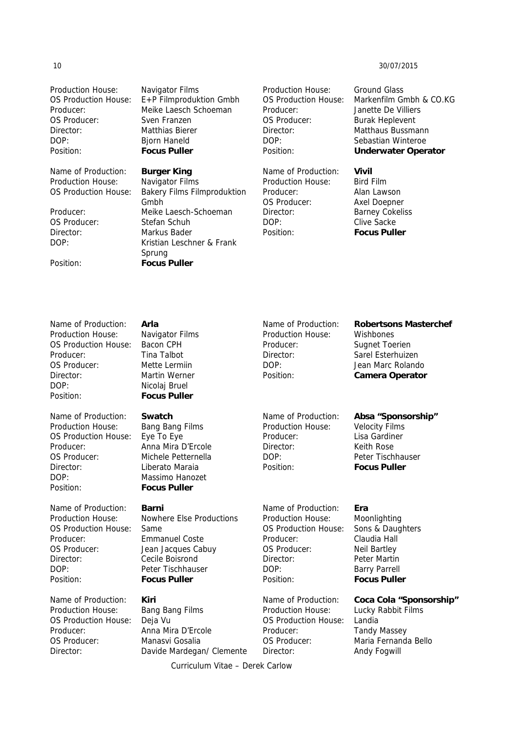Production House: Navigator Films
OS Production House: E+P Filmproduktion Gmbh
Producer: Meike Laesch Schoeman
OS Producer: Sven Franzen
Director: Matthias Bierer
DOP: Bjorn Haneld
Position: **Focus Puller**

Name of Production: **Burger King**
Production House: Navigator Films
OS Production House: Bakery Films Filmproduktion Gmbh
Producer: Meike Laesch-Schoeman
OS Producer: Stefan Schuh
Director: Markus Bader
DOP: Kristian Leschner & Frank Sprung
Position: **Focus Puller**

Production House: Ground Glass
OS Production House: Markenfilm Gmbh & CO.KG
Producer: Janette De Villiers
OS Producer: Burak Heplevent
Director: Matthaus Bussmann
DOP: Sebastian Winteroe
Position: **Underwater Operator**

Name of Production: **Vivil**
Production House: Bird Film
Producer: Alan Lawson
OS Producer: Axel Doepner
Director: Barney Cokeliss
DOP: Clive Sacke
Position: **Focus Puller**

Name of Production: **Arla**
Production House: Navigator Films
OS Production House: Bacon CPH
Producer: Tina Talbot
OS Producer: Mette Lermiin
Director: Martin Werner
DOP: Nicolaj Bruel
Position: **Focus Puller**

Name of Production: **Swatch**
Production House: Bang Bang Films
OS Production House: Eye To Eye
Producer: Anna Mira D'Ercole
OS Producer: Michele Petternella
Director: Liberato Maraia
DOP: Massimo Hanozet
Position: **Focus Puller**

Name of Production: **Barni**
Production House: Nowhere Else Productions
OS Production House: Same
Producer: Emmanuel Coste
OS Producer: Jean Jacques Cabuy
Director: Cecile Boisrond
DOP: Peter Tischhauser
Position: **Focus Puller**

Name of Production: **Kiri**
Production House: Bang Bang Films
OS Production House: Deja Vu
Producer: Anna Mira D'Ercole
OS Producer: Manasvi Gosalia
Director: Davide Mardegan/ Clemente

Name of Production: **Robertsons Masterchef**
Production House: Wishbones
Producer: Sugnet Toerien
Director: Sarel Esterhuizen
DOP: Jean Marc Rolando
Position: **Camera Operator**

Name of Production: **Absa "Sponsorship"**
Production House: Velocity Films
Producer: Lisa Gardiner
Director: Keith Rose
DOP: Peter Tischhauser
Position: **Focus Puller**

Name of Production: **Era**
Production House: Moonlighting
OS Production House: Sons & Daughters
Producer: Claudia Hall
OS Producer: Neil Bartley
Director: Peter Martin
DOP: Barry Parrell
Position: **Focus Puller**

Name of Production: **Coca Cola "Sponsorship"**
Production House: Lucky Rabbit Films
OS Production House: Landia
Producer: Tandy Massey
OS Producer: Maria Fernanda Bello
Director: Andy Fogwill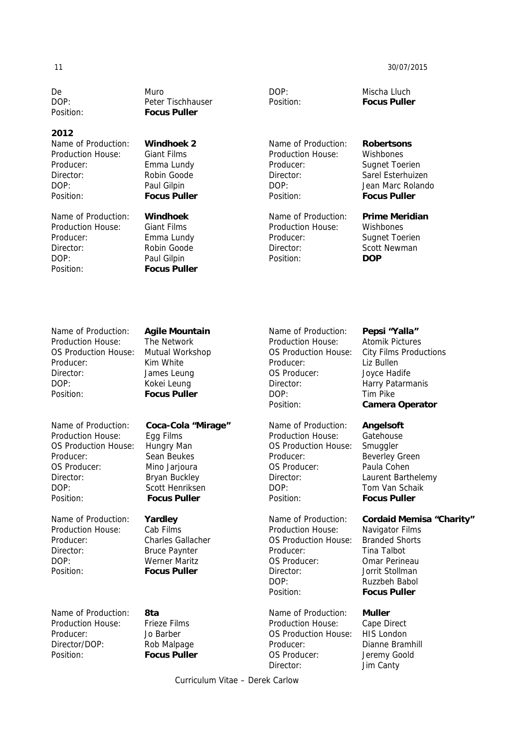De Muro
DOP: Peter Tischhauser
Position: **Focus Puller**

DOP: Mischa Lluch
Position: **Focus Puller**

**2012**

Name of Production: **Windhoek 2**
Production House: Giant Films
Producer: Emma Lundy
Director: Robin Goode
DOP: Paul Gilpin
Position: **Focus Puller**

Name of Production: **Windhoek**
Production House: Giant Films
Producer: Emma Lundy
Director: Robin Goode
DOP: Paul Gilpin
Position: **Focus Puller**

Name of Production: **Robertsons**
Production House: Wishbones
Producer: Sugnet Toerien
Director: Sarel Esterhuizen
DOP: Jean Marc Rolando
Position: **Focus Puller**

Name of Production: **Prime Meridian**
Production House: Wishbones
Producer: Sugnet Toerien
Director: Scott Newman
Position: **DOP**

Name of Production: **Agile Mountain**
Production House: The Network
OS Production House: Mutual Workshop
Producer: Kim White
Director: James Leung
DOP: Kokei Leung
Position: **Focus Puller**

Name of Production: **Coca-Cola "Mirage"**
Production House: Egg Films
OS Production House: Hungry Man
Producer: Sean Beukes
OS Producer: Mino Jarjoura
Director: Bryan Buckley
DOP: Scott Henriksen
Position: **Focus Puller**

Name of Production: **Yardley**
Production House: Cab Films
Producer: Charles Gallacher
Director: Bruce Paynter
DOP: Werner Maritz
Position: **Focus Puller**

Name of Production: **8ta**
Production House: Frieze Films
Producer: Jo Barber
Director/DOP: Rob Malpage
Position: **Focus Puller**

Name of Production: **Pepsi "Yalla"**
Production House: Atomik Pictures
OS Production House: City Films Productions
Producer: Liz Bullen
OS Producer: Joyce Hadife
Director: Harry Patarmanis
DOP: Tim Pike
Position: **Camera Operator**

Name of Production: **Angelsoft**
Production House: Gatehouse
OS Production House: Smuggler
Producer: Beverley Green
OS Producer: Paula Cohen
Director: Laurent Barthelemy
DOP: Tom Van Schaik
Position: **Focus Puller**

Name of Production: **Cordaid Memisa "Charity"**
Production House: Navigator Films
OS Production House: Branded Shorts
Producer: Tina Talbot
OS Producer: Omar Perineau
Director: Jorrit Stollman
DOP: Ruzzbeh Babol
Position: **Focus Puller**

Name of Production: **Muller**
Production House: Cape Direct
OS Production House: HIS London
Producer: Dianne Bramhill
OS Producer: Jeremy Goold
Director: Jim Canty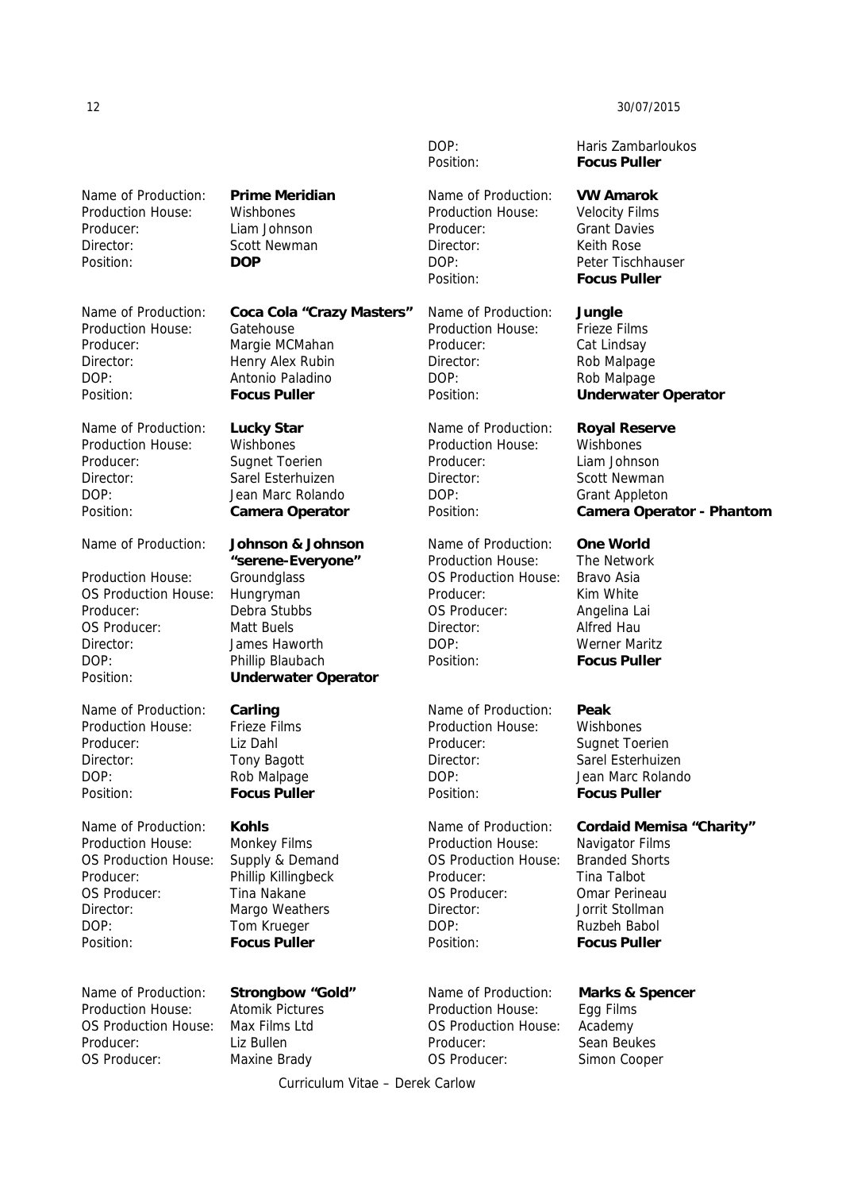DOP: Haris Zambarloukos
Position: **Focus Puller**

Name of Production: **Prime Meridian**
Production House: Wishbones
Producer: Liam Johnson
Director: Scott Newman
Position: **DOP**

Name of Production: **Coca Cola "Crazy Masters"**
Production House: Gatehouse
Producer: Margie MCMahan
Director: Henry Alex Rubin
DOP: Antonio Paladino
Position: **Focus Puller**

Name of Production: **Lucky Star**
Production House: Wishbones
Producer: Sugnet Toerien
Director: Sarel Esterhuizen
DOP: Jean Marc Rolando
Position: **Camera Operator**

Name of Production: **Johnson & Johnson "serene-Everyone"**
Production House: Groundglass
OS Production House: Hungryman
Producer: Debra Stubbs
OS Producer: Matt Buels
Director: James Haworth
DOP: Phillip Blaubach
Position: **Underwater Operator**

Name of Production: **Carling**
Production House: Frieze Films
Producer: Liz Dahl
Director: Tony Bagott
DOP: Rob Malpage
Position: **Focus Puller**

Name of Production: **Kohls**
Production House: Monkey Films
OS Production House: Supply & Demand
Producer: Phillip Killingbeck
OS Producer: Tina Nakane
Director: Margo Weathers
DOP: Tom Krueger
Position: **Focus Puller**

Name of Production: **Strongbow "Gold"**
Production House: Atomik Pictures
OS Production House: Max Films Ltd
Producer: Liz Bullen
OS Producer: Maxine Brady

Name of Production: **VW Amarok**
Production House: Velocity Films
Producer: Grant Davies
Director: Keith Rose
DOP: Peter Tischhauser
Position: **Focus Puller**

Name of Production: **Jungle**
Production House: Frieze Films
Producer: Cat Lindsay
Director: Rob Malpage
DOP: Rob Malpage
Position: **Underwater Operator**

Name of Production: **Royal Reserve**
Production House: Wishbones
Producer: Liam Johnson
Director: Scott Newman
DOP: Grant Appleton
Position: **Camera Operator - Phantom**

Name of Production: **One World**
Production House: The Network
OS Production House: Bravo Asia
Producer: Kim White
OS Producer: Angelina Lai
Director: Alfred Hau
DOP: Werner Maritz
Position: **Focus Puller**

Name of Production: **Peak**
Production House: Wishbones
Producer: Sugnet Toerien
Director: Sarel Esterhuizen
DOP: Jean Marc Rolando
Position: **Focus Puller**

Name of Production: **Cordaid Memisa "Charity"**
Production House: Navigator Films
OS Production House: Branded Shorts
Producer: Tina Talbot
OS Producer: Omar Perineau
Director: Jorrit Stollman
DOP: Ruzbeh Babol
Position: **Focus Puller**

Name of Production: **Marks & Spencer**
Production House: Egg Films
OS Production House: Academy
Producer: Sean Beukes
OS Producer: Simon Cooper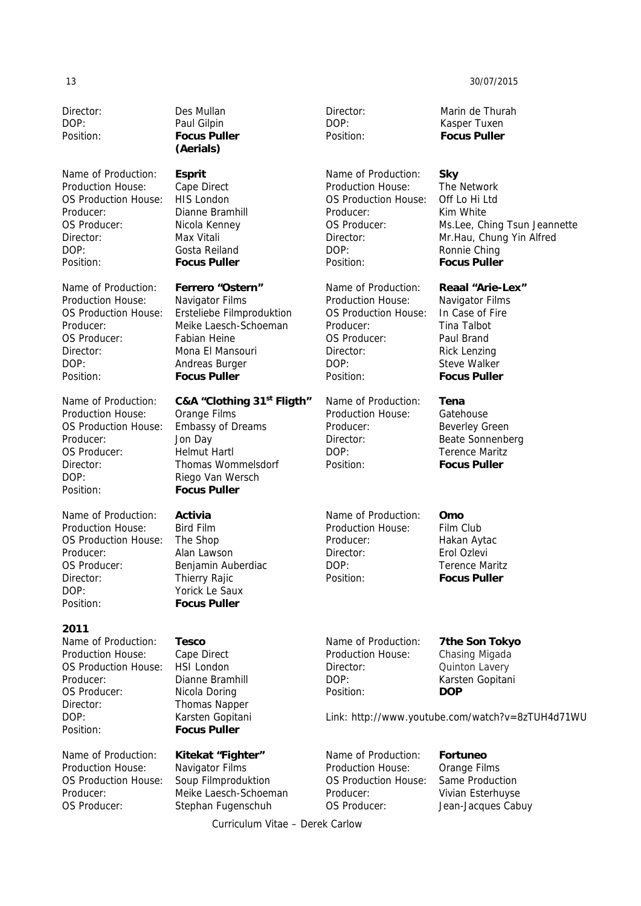Director: Des Mullan
DOP: Paul Gilpin
Position: **Focus Puller (Aerials)**

Name of Production: **Esprit**
Production House: Cape Direct
OS Production House: HIS London
Producer: Dianne Bramhill
OS Producer: Nicola Kenney
Director: Max Vitali
DOP: Gosta Reiland
Position: **Focus Puller**

Name of Production: **Ferrero "Ostern"**
Production House: Navigator Films
OS Production House: Ersteliebe Filmproduktion
Producer: Meike Laesch-Schoeman
OS Producer: Fabian Heine
Director: Mona El Mansouri
DOP: Andreas Burger
Position: **Focus Puller**

Name of Production: **C&A "Clothing 31st Fligth"**
Production House: Orange Films
OS Production House: Embassy of Dreams
Producer: Jon Day
OS Producer: Helmut Hartl
Director: Thomas Wommelsdorf
DOP: Riego Van Wersch
Position: **Focus Puller**

Name of Production: **Activia**
Production House: Bird Film
OS Production House: The Shop
Producer: Alan Lawson
OS Producer: Benjamin Auberdiac
Director: Thierry Rajic
DOP: Yorick Le Saux
Position: **Focus Puller**

Director: Marin de Thurah
DOP: Kasper Tuxen
Position: **Focus Puller**

Name of Production: **Sky**
Production House: The Network
OS Production House: Off Lo Hi Ltd
Producer: Kim White
OS Producer: Ms.Lee, Ching Tsun Jeannette
Director: Mr.Hau, Chung Yin Alfred
DOP: Ronnie Ching
Position: **Focus Puller**

Name of Production: **Reaal "Arie-Lex"**
Production House: Navigator Films
OS Production House: In Case of Fire
Producer: Tina Talbot
OS Producer: Paul Brand
Director: Rick Lenzing
DOP: Steve Walker
Position: **Focus Puller**

Name of Production: **Tena**
Production House: Gatehouse
Producer: Beverley Green
Director: Beate Sonnenberg
DOP: Terence Maritz
Position: **Focus Puller**

Name of Production: **Omo**
Production House: Film Club
Producer: Hakan Aytac
Director: Erol Ozlevi
DOP: Terence Maritz
Position: **Focus Puller**

**2011**

Name of Production: **Tesco**
Production House: Cape Direct
OS Production House: HSI London
Producer: Dianne Bramhill
OS Producer: Nicola Doring
Director: Thomas Napper
DOP: Karsten Gopitani
Position: **Focus Puller**

Name of Production: **Kitekat "Fighter"**
Production House: Navigator Films
OS Production House: Soup Filmproduktion
Producer: Meike Laesch-Schoeman
OS Producer: Stephan Fugenschuh

Name of Production: **7the Son Tokyo**
Production House: Chasing Migada
Director: Quinton Lavery
DOP: Karsten Gopitani
Position: **DOP**

Link: http://www.youtube.com/watch?v=8zTUH4d71WU

Name of Production: **Fortuneo**
Production House: Orange Films
OS Production House: Same Production
Producer: Vivian Esterhuyse
OS Producer: Jean-Jacques Cabuy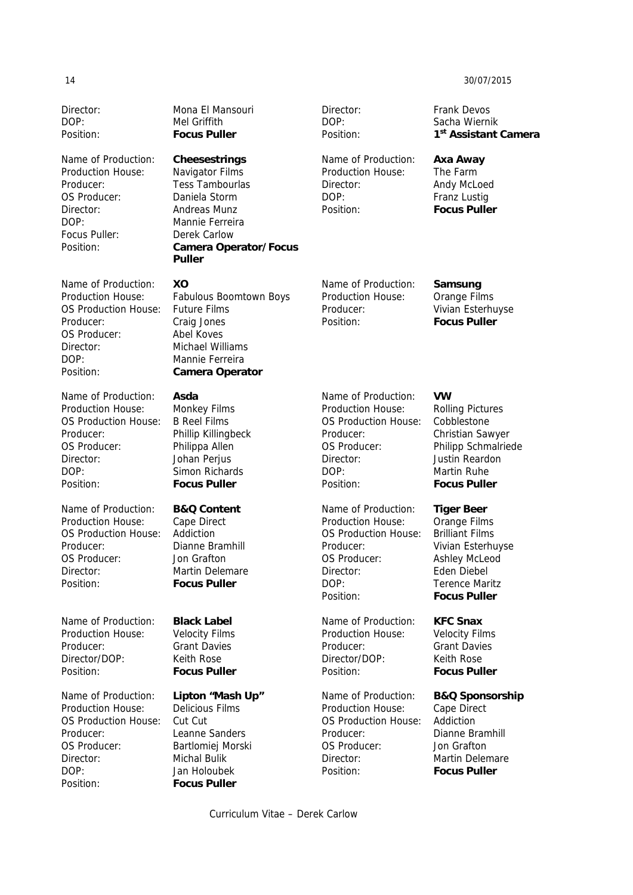Director: Mona El Mansouri
DOP: Mel Griffith
Position: **Focus Puller**

Name of Production: **Cheesestrings**
Production House: Navigator Films
Producer: Tess Tambourlas
OS Producer: Daniela Storm
Director: Andreas Munz
DOP: Mannie Ferreira
Focus Puller: Derek Carlow
Position: **Camera Operator/Focus Puller**

Name of Production: **XO**
Production House: Fabulous Boomtown Boys
OS Production House: Future Films
Producer: Craig Jones
OS Producer: Abel Koves
Director: Michael Williams
DOP: Mannie Ferreira
Position: **Camera Operator**

Name of Production: **Asda**
Production House: Monkey Films
OS Production House: B Reel Films
Producer: Phillip Killingbeck
OS Producer: Philippa Allen
Director: Johan Perjus
DOP: Simon Richards
Position: **Focus Puller**

Name of Production: **B&Q Content**
Production House: Cape Direct
OS Production House: Addiction
Producer: Dianne Bramhill
OS Producer: Jon Grafton
Director: Martin Delemare
Position: **Focus Puller**

Name of Production: **Black Label**
Production House: Velocity Films
Producer: Grant Davies
Director/DOP: Keith Rose
Position: **Focus Puller**

Name of Production: **Lipton "Mash Up"**
Production House: Delicious Films
OS Production House: Cut Cut
Producer: Leanne Sanders
OS Producer: Bartlomiej Morski
Director: Michal Bulik
DOP: Jan Holoubek
Position: **Focus Puller**

Director: Frank Devos
DOP: Sacha Wiernik
Position: **1st Assistant Camera**

Name of Production: **Axa Away**
Production House: The Farm
Director: Andy McLoed
DOP: Franz Lustig
Position: **Focus Puller**

Name of Production: **Samsung**
Production House: Orange Films
Producer: Vivian Esterhuyse
Position: **Focus Puller**

Name of Production: **VW**
Production House: Rolling Pictures
OS Production House: Cobblestone
Producer: Christian Sawyer
OS Producer: Philipp Schmalriede
Director: Justin Reardon
DOP: Martin Ruhe
Position: **Focus Puller**

Name of Production: **Tiger Beer**
Production House: Orange Films
OS Production House: Brilliant Films
Producer: Vivian Esterhuyse
OS Producer: Ashley McLeod
Director: Eden Diebel
DOP: Terence Maritz
Position: **Focus Puller**

Name of Production: **KFC Snax**
Production House: Velocity Films
Producer: Grant Davies
Director/DOP: Keith Rose
Position: **Focus Puller**

Name of Production: **B&Q Sponsorship**
Production House: Cape Direct
OS Production House: Addiction
Producer: Dianne Bramhill
OS Producer: Jon Grafton
Director: Martin Delemare
Position: **Focus Puller**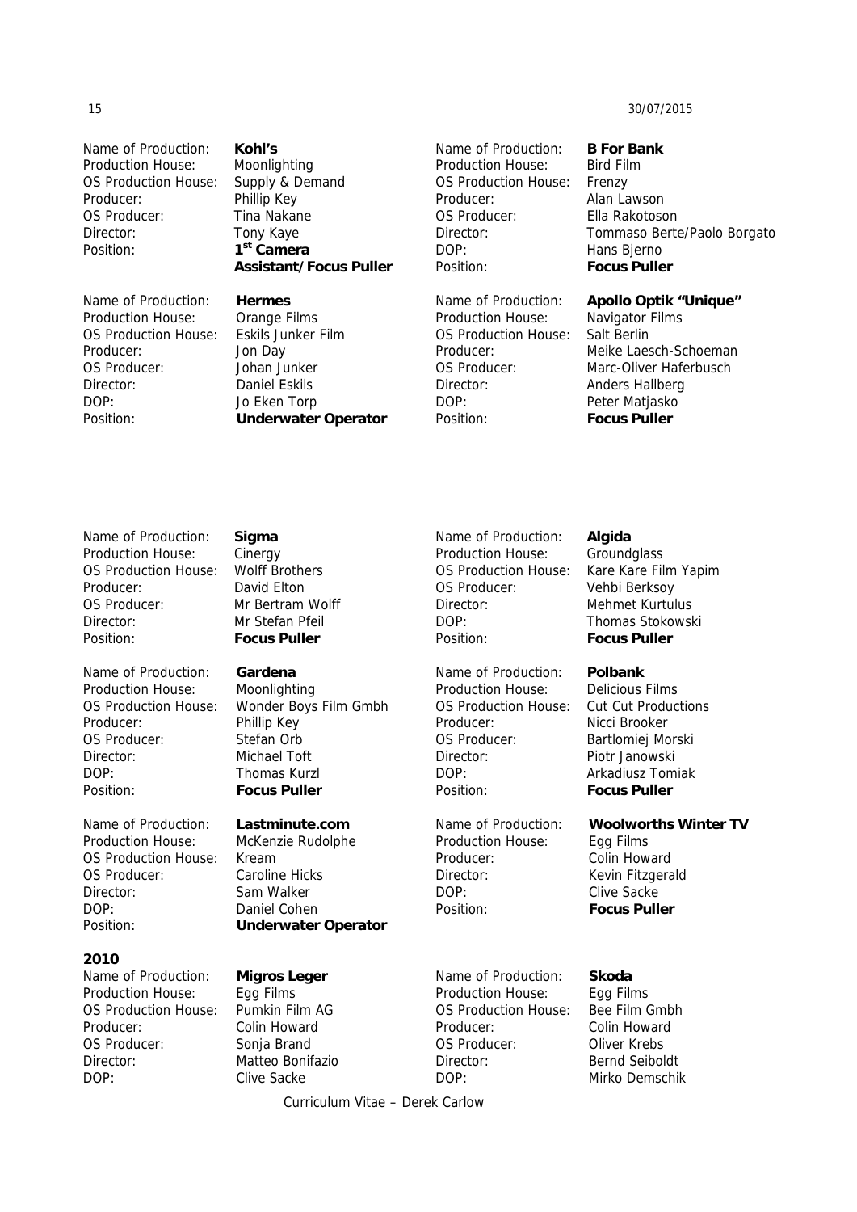Name of Production: **Kohl's**
Production House: Moonlighting
OS Production House: Supply & Demand
Producer: Phillip Key
OS Producer: Tina Nakane
Director: Tony Kaye
Position: **1st Camera Assistant/Focus Puller**

Name of Production: **Hermes**
Production House: Orange Films
OS Production House: Eskils Junker Film
Producer: Jon Day
OS Producer: Johan Junker
Director: Daniel Eskils
DOP: Jo Eken Torp
Position: **Underwater Operator**

Name of Production: **B For Bank**
Production House: Bird Film
OS Production House: Frenzy
Producer: Alan Lawson
OS Producer: Ella Rakotoson
Director: Tommaso Berte/Paolo Borgato
DOP: Hans Bjerno
Position: **Focus Puller**

Name of Production: **Apollo Optik "Unique"**
Production House: Navigator Films
OS Production House: Salt Berlin
Producer: Meike Laesch-Schoeman
OS Producer: Marc-Oliver Haferbusch
Director: Anders Hallberg
DOP: Peter Matjasko
Position: **Focus Puller**

Name of Production: **Sigma**
Production House: Cinergy
OS Production House: Wolff Brothers
Producer: David Elton
OS Producer: Mr Bertram Wolff
Director: Mr Stefan Pfeil
Position: **Focus Puller**

Name of Production: **Gardena**
Production House: Moonlighting
OS Production House: Wonder Boys Film Gmbh
Producer: Phillip Key
OS Producer: Stefan Orb
Director: Michael Toft
DOP: Thomas Kurzl
Position: **Focus Puller**

Name of Production: **Lastminute.com**
Production House: McKenzie Rudolphe
OS Production House: Kream
OS Producer: Caroline Hicks
Director: Sam Walker
DOP: Daniel Cohen
Position: **Underwater Operator**

Name of Production: **Algida**
Production House: Groundglass
OS Production House: Kare Kare Film Yapim
OS Producer: Vehbi Berksoy
Director: Mehmet Kurtulus
DOP: Thomas Stokowski
Position: **Focus Puller**

Name of Production: **Polbank**
Production House: Delicious Films
OS Production House: Cut Cut Productions
Producer: Nicci Brooker
OS Producer: Bartlomiej Morski
Director: Piotr Janowski
DOP: Arkadiusz Tomiak
Position: **Focus Puller**

Name of Production: **Woolworths Winter TV**
Production House: Egg Films
Producer: Colin Howard
Director: Kevin Fitzgerald
DOP: Clive Sacke
Position: **Focus Puller**

**2010**

Name of Production: **Migros Leger**
Production House: Egg Films
OS Production House: Pumkin Film AG
Producer: Colin Howard
OS Producer: Sonja Brand
Director: Matteo Bonifazio
DOP: Clive Sacke

Name of Production: **Skoda**
Production House: Egg Films
OS Production House: Bee Film Gmbh
Producer: Colin Howard
OS Producer: Oliver Krebs
Director: Bernd Seiboldt
DOP: Mirko Demschik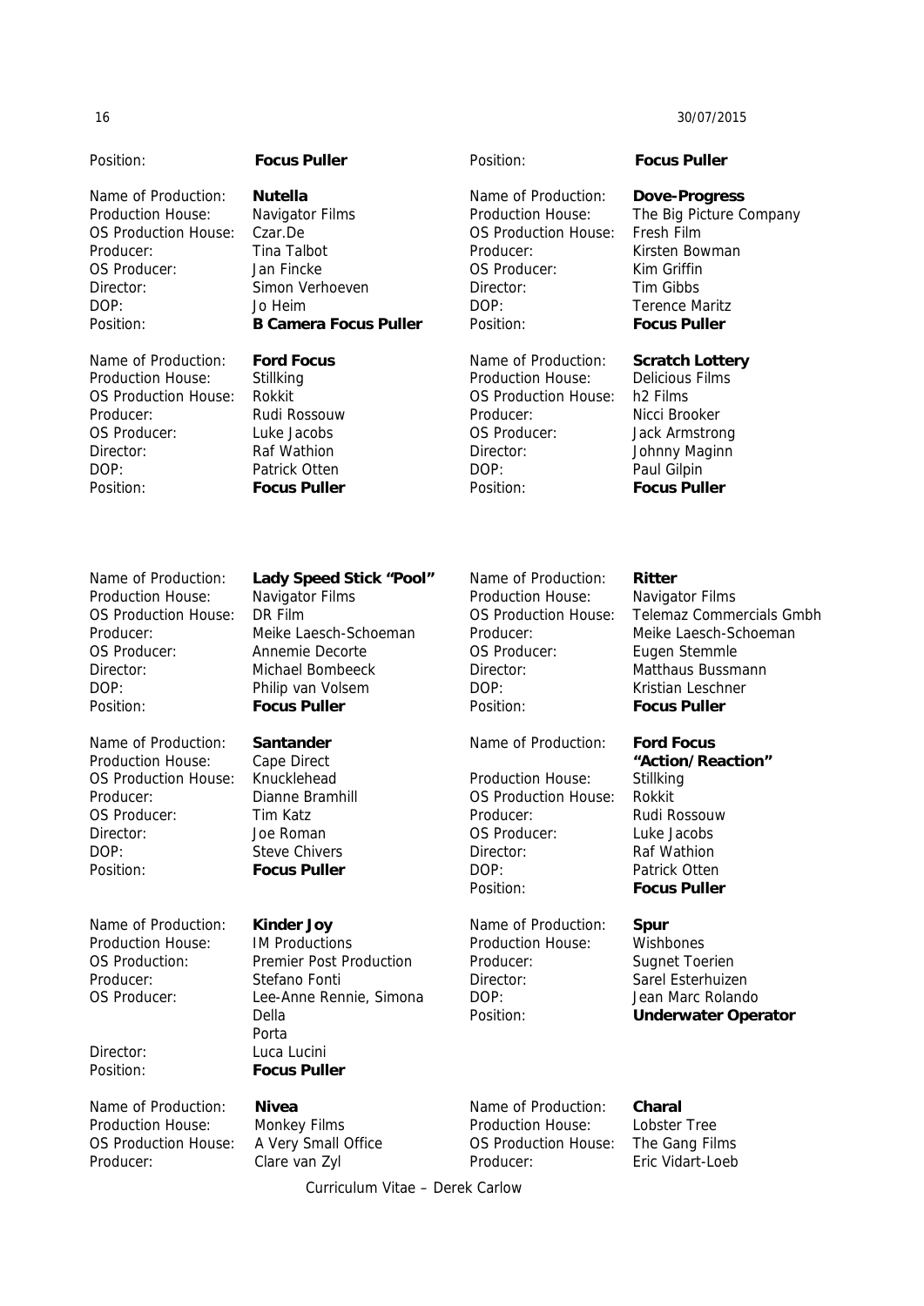Position: **Focus Puller**

Name of Production: **Nutella**
Production House: Navigator Films
OS Production House: Czar.De
Producer: Tina Talbot
OS Producer: Jan Fincke
Director: Simon Verhoeven
DOP: Jo Heim
Position: **B Camera Focus Puller**

Name of Production: **Ford Focus**
Production House: Stillking
OS Production House: Rokkit
Producer: Rudi Rossouw
OS Producer: Luke Jacobs
Director: Raf Wathion
DOP: Patrick Otten
Position: **Focus Puller**

Position: **Focus Puller**

Name of Production: **Dove-Progress**
Production House: The Big Picture Company
OS Production House: Fresh Film
Producer: Kirsten Bowman
OS Producer: Kim Griffin
Director: Tim Gibbs
DOP: Terence Maritz
Position: **Focus Puller**

Name of Production: **Scratch Lottery**
Production House: Delicious Films
OS Production House: h2 Films
Producer: Nicci Brooker
OS Producer: Jack Armstrong
Director: Johnny Maginn
DOP: Paul Gilpin
Position: **Focus Puller**

Name of Production: **Lady Speed Stick "Pool"**
Production House: Navigator Films
OS Production House: DR Film
Producer: Meike Laesch-Schoeman
OS Producer: Annemie Decorte
Director: Michael Bombeeck
DOP: Philip van Volsem
Position: **Focus Puller**

Name of Production: **Santander**
Production House: Cape Direct
OS Production House: Knucklehead
Producer: Dianne Bramhill
OS Producer: Tim Katz
Director: Joe Roman
DOP: Steve Chivers
Position: **Focus Puller**

Name of Production: **Kinder Joy**
Production House: IM Productions
OS Production: Premier Post Production
Producer: Stefano Fonti
OS Producer: Lee-Anne Rennie, Simona Della Porta
Director: Luca Lucini
Position: **Focus Puller**

Name of Production: **Nivea**
Production House: Monkey Films
OS Production House: A Very Small Office
Producer: Clare van Zyl

Name of Production: **Ritter**
Production House: Navigator Films
OS Production House: Telemaz Commercials Gmbh
Producer: Meike Laesch-Schoeman
OS Producer: Eugen Stemmle
Director: Matthaus Bussmann
DOP: Kristian Leschner
Position: **Focus Puller**

Name of Production: **Ford Focus "Action/Reaction"**
Production House: Stillking
OS Production House: Rokkit
Producer: Rudi Rossouw
OS Producer: Luke Jacobs
Director: Raf Wathion
DOP: Patrick Otten
Position: **Focus Puller**

Name of Production: **Spur**
Production House: Wishbones
Producer: Sugnet Toerien
Director: Sarel Esterhuizen
DOP: Jean Marc Rolando
Position: **Underwater Operator**

Name of Production: **Charal**
Production House: Lobster Tree
OS Production House: The Gang Films
Producer: Eric Vidart-Loeb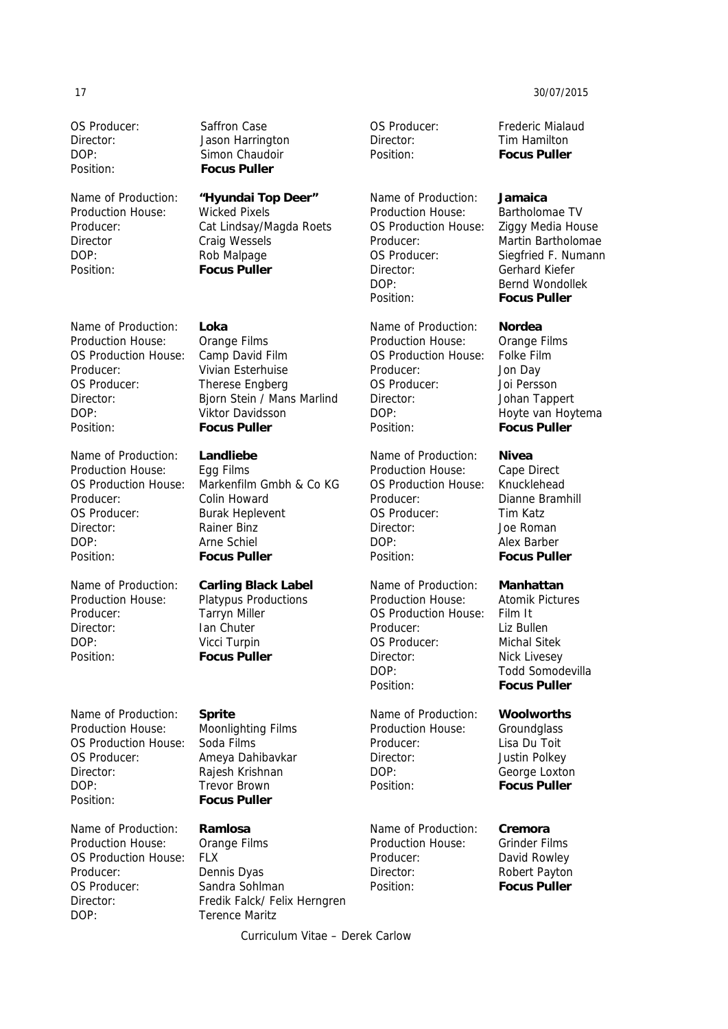OS Producer: Saffron Case
Director: Jason Harrington
DOP: Simon Chaudoir
Position: **Focus Puller**

Name of Production: **"Hyundai Top Deer"**
Production House: Wicked Pixels
Producer: Cat Lindsay/Magda Roets
Director Craig Wessels
DOP: Rob Malpage
Position: **Focus Puller**

Name of Production: **Loka**
Production House: Orange Films
OS Production House: Camp David Film
Producer: Vivian Esterhuise
OS Producer: Therese Engberg
Director: Bjorn Stein / Mans Marlind
DOP: Viktor Davidsson
Position: **Focus Puller**

Name of Production: **Landliebe**
Production House: Egg Films
OS Production House: Markenfilm Gmbh & Co KG
Producer: Colin Howard
OS Producer: Burak Heplevent
Director: Rainer Binz
DOP: Arne Schiel
Position: **Focus Puller**

Name of Production: **Carling Black Label**
Production House: Platypus Productions
Producer: Tarryn Miller
Director: Ian Chuter
DOP: Vicci Turpin
Position: **Focus Puller**

Name of Production: **Sprite**
Production House: Moonlighting Films
OS Production House: Soda Films
OS Producer: Ameya Dahibavkar
Director: Rajesh Krishnan
DOP: Trevor Brown
Position: **Focus Puller**

Name of Production: **Ramlosa**
Production House: Orange Films
OS Production House: FLX
Producer: Dennis Dyas
OS Producer: Sandra Sohlman
Director: Fredik Falck/ Felix Herngren
DOP: Terence Maritz

OS Producer: Frederic Mialaud
Director: Tim Hamilton
Position: **Focus Puller**

Name of Production: **Jamaica**
Production House: Bartholomae TV
OS Production House: Ziggy Media House
Producer: Martin Bartholomae
OS Producer: Siegfried F. Numann
Director: Gerhard Kiefer
DOP: Bernd Wondollek
Position: **Focus Puller**

Name of Production: **Nordea**
Production House: Orange Films
OS Production House: Folke Film
Producer: Jon Day
OS Producer: Joi Persson
Director: Johan Tappert
DOP: Hoyte van Hoytema
Position: **Focus Puller**

Name of Production: **Nivea**
Production House: Cape Direct
OS Production House: Knucklehead
Producer: Dianne Bramhill
OS Producer: Tim Katz
Director: Joe Roman
DOP: Alex Barber
Position: **Focus Puller**

Name of Production: **Manhattan**
Production House: Atomik Pictures
OS Production House: Film It
Producer: Liz Bullen
OS Producer: Michal Sitek
Director: Nick Livesey
DOP: Todd Somodevilla
Position: **Focus Puller**

Name of Production: **Woolworths**
Production House: Groundglass
Producer: Lisa Du Toit
Director: Justin Polkey
DOP: George Loxton
Position: **Focus Puller**

Name of Production: **Cremora**
Production House: Grinder Films
Producer: David Rowley
Director: Robert Payton
Position: **Focus Puller**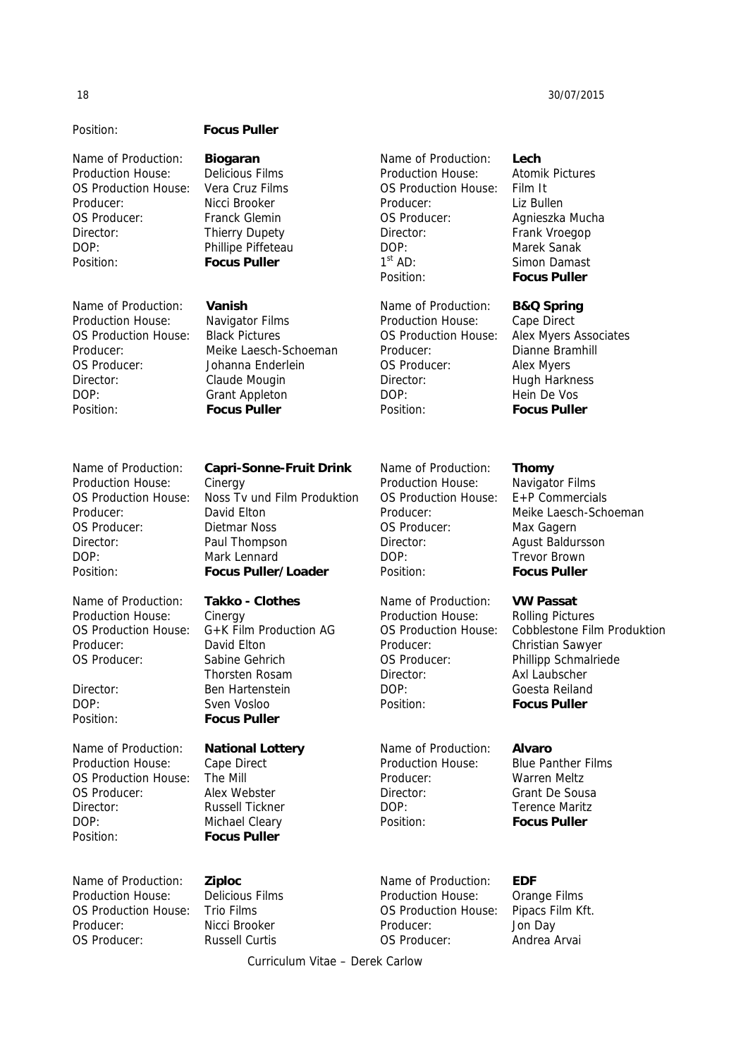Position: **Focus Puller**

Name of Production: **Biogaran**
Production House: Delicious Films
OS Production House: Vera Cruz Films
Producer: Nicci Brooker
OS Producer: Franck Glemin
Director: Thierry Dupety
DOP: Phillipe Piffeteau
Position: **Focus Puller**

Name of Production: **Vanish**
Production House: Navigator Films
OS Production House: Black Pictures
Producer: Meike Laesch-Schoeman
OS Producer: Johanna Enderlein
Director: Claude Mougin
DOP: Grant Appleton
Position: **Focus Puller**

Name of Production: **Capri-Sonne-Fruit Drink**
Production House: Cinergy
OS Production House: Noss Tv und Film Produktion
Producer: David Elton
OS Producer: Dietmar Noss
Director: Paul Thompson
DOP: Mark Lennard
Position: **Focus Puller/Loader**

Name of Production: **Takko - Clothes**
Production House: Cinergy
OS Production House: G+K Film Production AG
Producer: David Elton
OS Producer: Sabine Gehrich
Thorsten Rosam
Director: Ben Hartenstein
DOP: Sven Vosloo
Position: **Focus Puller**

Name of Production: **National Lottery**
Production House: Cape Direct
OS Production House: The Mill
OS Producer: Alex Webster
Director: Russell Tickner
DOP: Michael Cleary
Position: **Focus Puller**

Name of Production: **Ziploc**
Production House: Delicious Films
OS Production House: Trio Films
Producer: Nicci Brooker
OS Producer: Russell Curtis

Name of Production: **Lech**
Production House: Atomik Pictures
OS Production House: Film It
Producer: Liz Bullen
OS Producer: Agnieszka Mucha
Director: Frank Vroegop
DOP: Marek Sanak
1st AD: Simon Damast
Position: **Focus Puller**

Name of Production: **B&Q Spring**
Production House: Cape Direct
OS Production House: Alex Myers Associates
Producer: Dianne Bramhill
OS Producer: Alex Myers
Director: Hugh Harkness
DOP: Hein De Vos
Position: **Focus Puller**

Name of Production: **Thomy**
Production House: Navigator Films
OS Production House: E+P Commercials
Producer: Meike Laesch-Schoeman
OS Producer: Max Gagern
Director: Agust Baldursson
DOP: Trevor Brown
Position: **Focus Puller**

Name of Production: **VW Passat**
Production House: Rolling Pictures
OS Production House: Cobblestone Film Produktion
Producer: Christian Sawyer
OS Producer: Phillipp Schmalriede
Director: Axl Laubscher
DOP: Goesta Reiland
Position: **Focus Puller**

Name of Production: **Alvaro**
Production House: Blue Panther Films
Producer: Warren Meltz
Director: Grant De Sousa
DOP: Terence Maritz
Position: **Focus Puller**

Name of Production: **EDF**
Production House: Orange Films
OS Production House: Pipacs Film Kft.
Producer: Jon Day
OS Producer: Andrea Arvai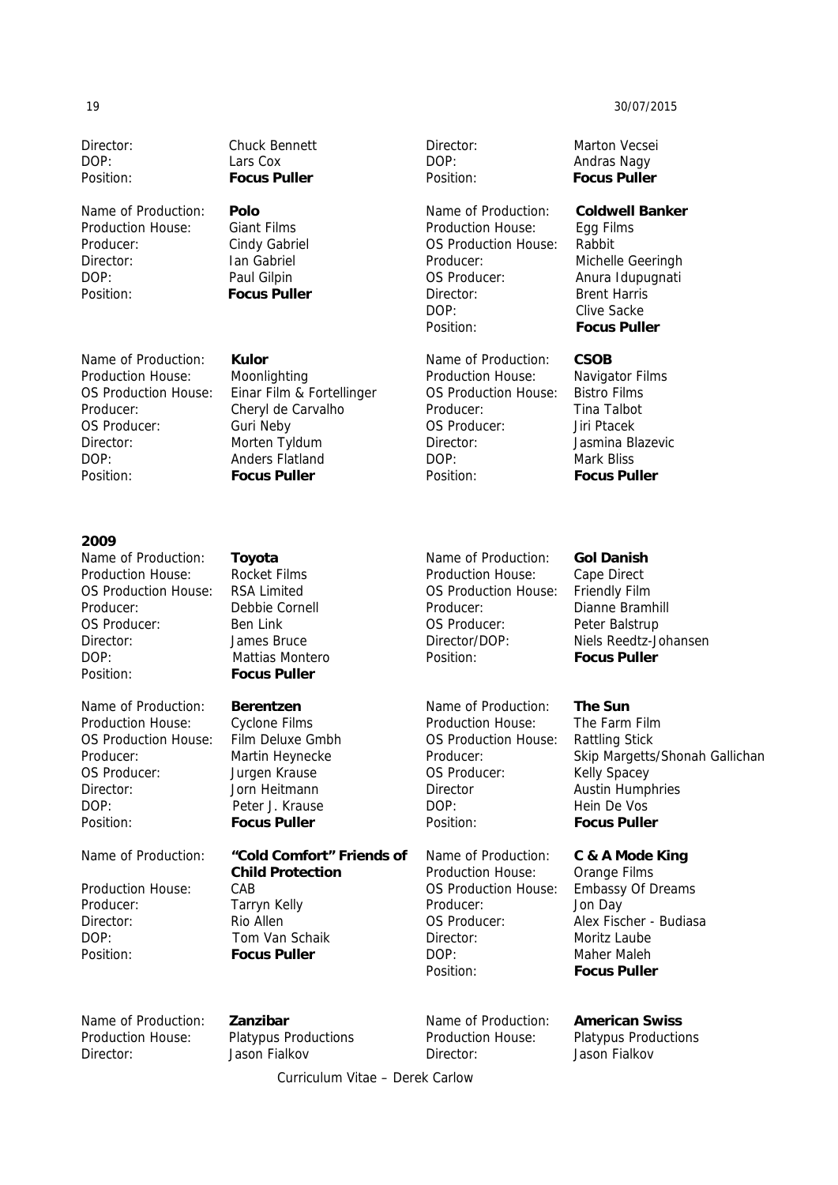Director: Chuck Bennett
DOP: Lars Cox
Position: **Focus Puller**

Name of Production: **Polo**
Production House: Giant Films
Producer: Cindy Gabriel
Director: Ian Gabriel
DOP: Paul Gilpin
Position: **Focus Puller**

Name of Production: **Kulor**
Production House: Moonlighting
OS Production House: Einar Film & Fortellinger
Producer: Cheryl de Carvalho
OS Producer: Guri Neby
Director: Morten Tyldum
DOP: Anders Flatland
Position: **Focus Puller**

Director: Marton Vecsei
DOP: Andras Nagy
Position: **Focus Puller**

Name of Production: **Coldwell Banker**
Production House: Egg Films
OS Production House: Rabbit
Producer: Michelle Geeringh
OS Producer: Anura Idupugnati
Director: Brent Harris
DOP: Clive Sacke
Position: **Focus Puller**

Name of Production: **CSOB**
Production House: Navigator Films
OS Production House: Bistro Films
Producer: Tina Talbot
OS Producer: Jiri Ptacek
Director: Jasmina Blazevic
DOP: Mark Bliss
Position: **Focus Puller**

**2009**

Name of Production: **Toyota**
Production House: Rocket Films
OS Production House: RSA Limited
Producer: Debbie Cornell
OS Producer: Ben Link
Director: James Bruce
DOP: Mattias Montero
Position: **Focus Puller**

Name of Production: **Berentzen**
Production House: Cyclone Films
OS Production House: Film Deluxe Gmbh
Producer: Martin Heynecke
OS Producer: Jurgen Krause
Director: Jorn Heitmann
DOP: Peter J. Krause
Position: **Focus Puller**

Name of Production: **"Cold Comfort" Friends of Child Protection**
Production House: CAB
Producer: Tarryn Kelly
Director: Rio Allen
DOP: Tom Van Schaik
Position: **Focus Puller**

Name of Production: **Zanzibar**
Production House: Platypus Productions
Director: Jason Fialkov

Name of Production: **Gol Danish**
Production House: Cape Direct
OS Production House: Friendly Film
Producer: Dianne Bramhill
OS Producer: Peter Balstrup
Director/DOP: Niels Reedtz-Johansen
Position: **Focus Puller**

Name of Production: **The Sun**
Production House: The Farm Film
OS Production House: Rattling Stick
Producer: Skip Margetts/Shonah Gallichan
OS Producer: Kelly Spacey
Director Austin Humphries
DOP: Hein De Vos
Position: **Focus Puller**

Name of Production: **C & A Mode King**
Production House: Orange Films
OS Production House: Embassy Of Dreams
Producer: Jon Day
OS Producer: Alex Fischer - Budiasa
Director: Moritz Laube
DOP: Maher Maleh
Position: **Focus Puller**

Name of Production: **American Swiss**
Production House: Platypus Productions
Director: Jason Fialkov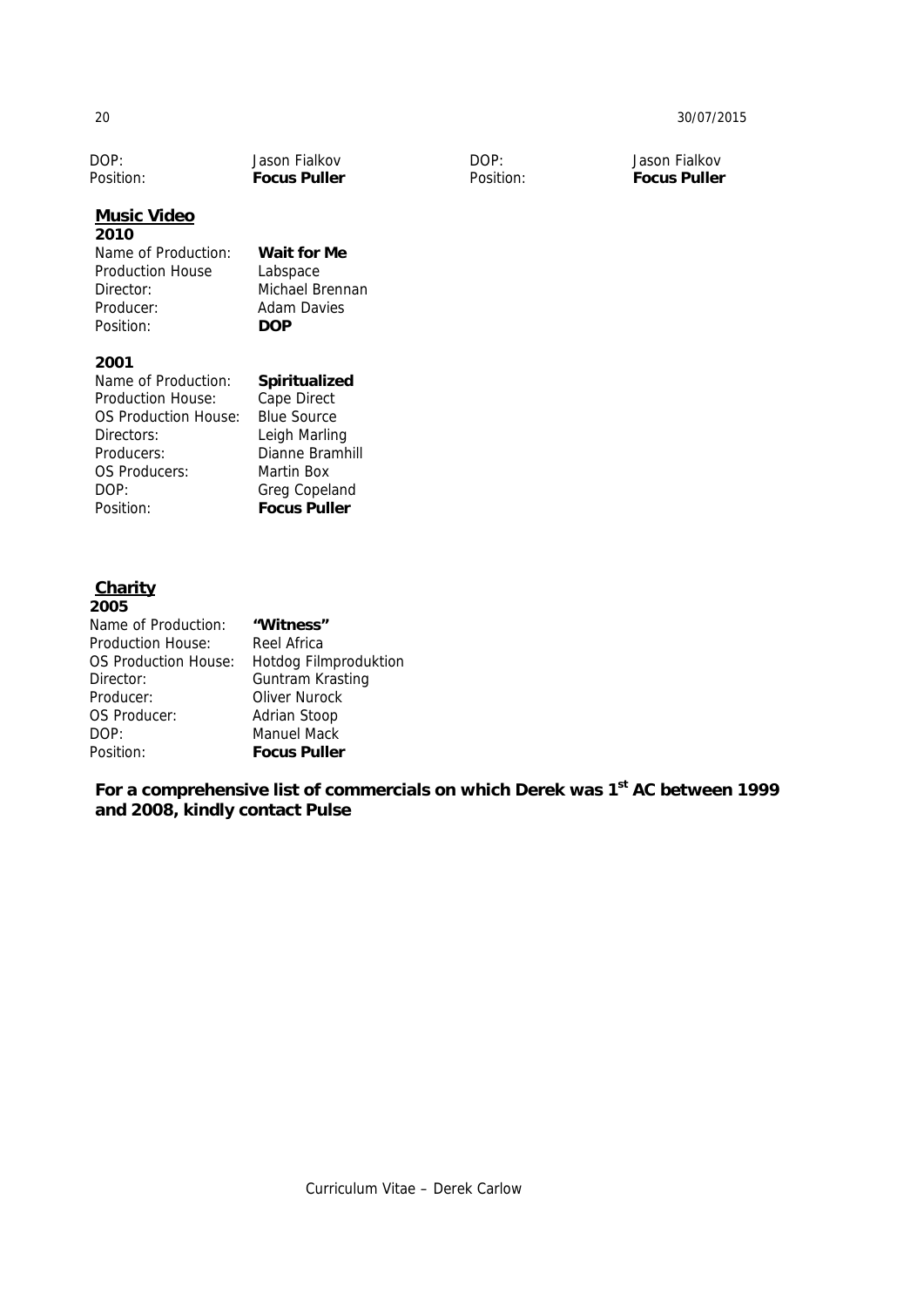DOP: Jason Fialkov
Position: **Focus Puller**

DOP: Jason Fialkov
Position: **Focus Puller**

## Music Video

**2010**

Name of Production: **Wait for Me**
Production House: Labspace
Director: Michael Brennan
Producer: Adam Davies
Position: **DOP**

**2001**

Name of Production: **Spiritualized**
Production House: Cape Direct
OS Production House: Blue Source
Directors: Leigh Marling
Producers: Dianne Bramhill
OS Producers: Martin Box
DOP: Greg Copeland
Position: **Focus Puller**

## Charity

**2005**

Name of Production: **"Witness"**
Production House: Reel Africa
OS Production House: Hotdog Filmproduktion
Director: Guntram Krasting
Producer: Oliver Nurock
OS Producer: Adrian Stoop
DOP: Manuel Mack
Position: **Focus Puller**

**For a comprehensive list of commercials on which Derek was 1st AC between 1999 and 2008, kindly contact Pulse**